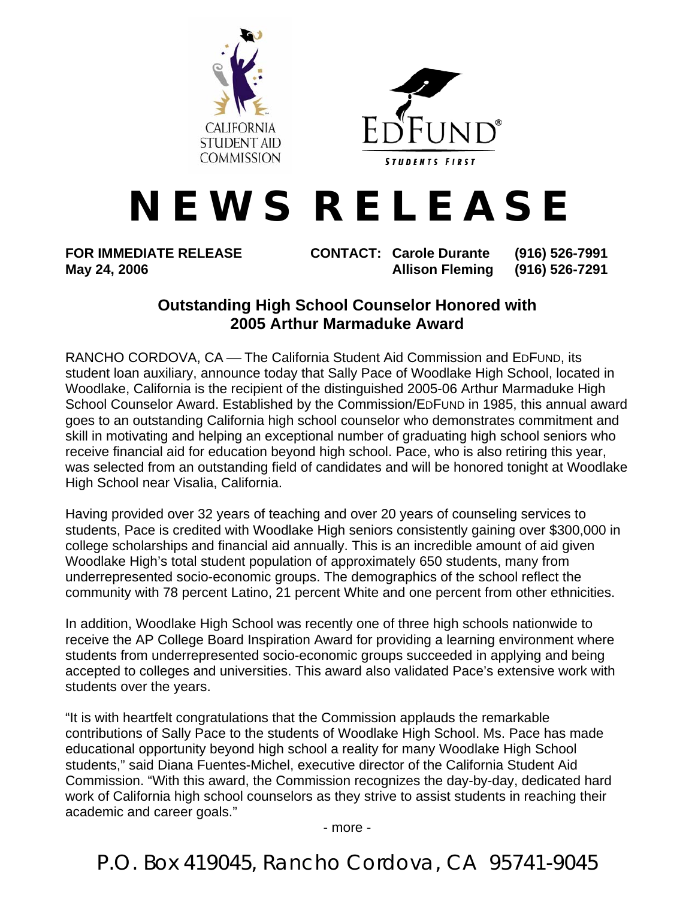CALIFORNIA STUDENT AID COMMISSION

EDFUND® STUDENTS FIRST

# NEWS RELEASE

**FOR IMMEDIATE RELEASE** **CONTACT: Carole Durante (916) 526-7991**
**May 24, 2006** **Allison Fleming (916) 526-7291**

## Outstanding High School Counselor Honored with 2005 Arthur Marmaduke Award

RANCHO CORDOVA, CA — The California Student Aid Commission and EDFUND, its student loan auxiliary, announce today that Sally Pace of Woodlake High School, located in Woodlake, California is the recipient of the distinguished 2005-06 Arthur Marmaduke High School Counselor Award. Established by the Commission/EDFUND in 1985, this annual award goes to an outstanding California high school counselor who demonstrates commitment and skill in motivating and helping an exceptional number of graduating high school seniors who receive financial aid for education beyond high school. Pace, who is also retiring this year, was selected from an outstanding field of candidates and will be honored tonight at Woodlake High School near Visalia, California.

Having provided over 32 years of teaching and over 20 years of counseling services to students, Pace is credited with Woodlake High seniors consistently gaining over $300,000 in college scholarships and financial aid annually. This is an incredible amount of aid given Woodlake High's total student population of approximately 650 students, many from underrepresented socio-economic groups. The demographics of the school reflect the community with 78 percent Latino, 21 percent White and one percent from other ethnicities.

In addition, Woodlake High School was recently one of three high schools nationwide to receive the AP College Board Inspiration Award for providing a learning environment where students from underrepresented socio-economic groups succeeded in applying and being accepted to colleges and universities. This award also validated Pace's extensive work with students over the years.

"It is with heartfelt congratulations that the Commission applauds the remarkable contributions of Sally Pace to the students of Woodlake High School. Ms. Pace has made educational opportunity beyond high school a reality for many Woodlake High School students," said Diana Fuentes-Michel, executive director of the California Student Aid Commission. "With this award, the Commission recognizes the day-by-day, dedicated hard work of California high school counselors as they strive to assist students in reaching their academic and career goals."

- more -

P.O. Box 419045, Rancho Cordova, CA 95741-9045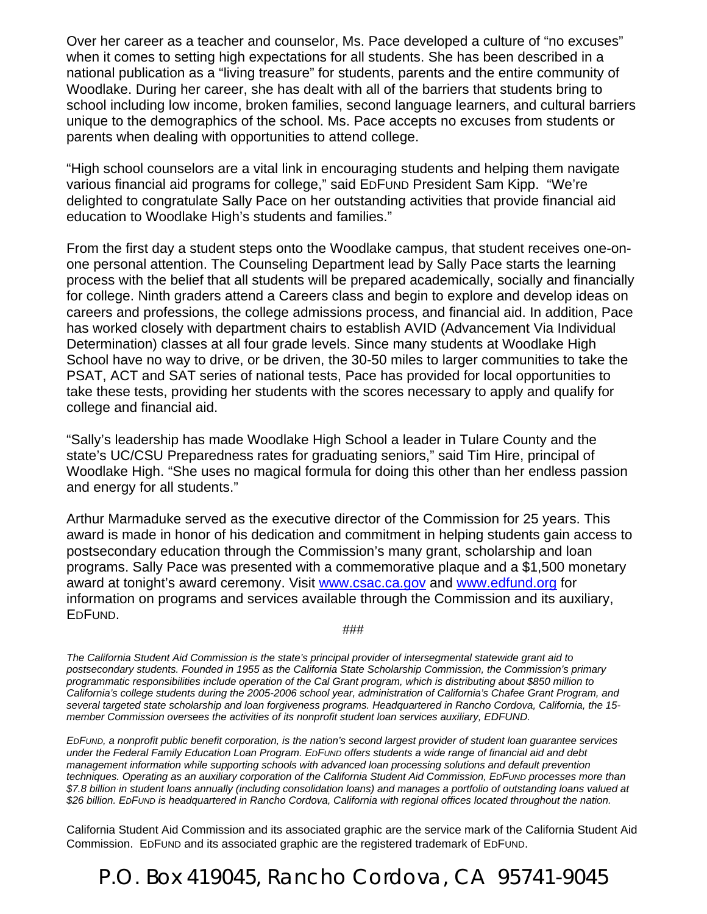Over her career as a teacher and counselor, Ms. Pace developed a culture of "no excuses" when it comes to setting high expectations for all students. She has been described in a national publication as a "living treasure" for students, parents and the entire community of Woodlake. During her career, she has dealt with all of the barriers that students bring to school including low income, broken families, second language learners, and cultural barriers unique to the demographics of the school. Ms. Pace accepts no excuses from students or parents when dealing with opportunities to attend college.

"High school counselors are a vital link in encouraging students and helping them navigate various financial aid programs for college," said EDFUND President Sam Kipp. "We're delighted to congratulate Sally Pace on her outstanding activities that provide financial aid education to Woodlake High's students and families."

From the first day a student steps onto the Woodlake campus, that student receives one-on-one personal attention. The Counseling Department lead by Sally Pace starts the learning process with the belief that all students will be prepared academically, socially and financially for college. Ninth graders attend a Careers class and begin to explore and develop ideas on careers and professions, the college admissions process, and financial aid. In addition, Pace has worked closely with department chairs to establish AVID (Advancement Via Individual Determination) classes at all four grade levels. Since many students at Woodlake High School have no way to drive, or be driven, the 30-50 miles to larger communities to take the PSAT, ACT and SAT series of national tests, Pace has provided for local opportunities to take these tests, providing her students with the scores necessary to apply and qualify for college and financial aid.

"Sally's leadership has made Woodlake High School a leader in Tulare County and the state's UC/CSU Preparedness rates for graduating seniors," said Tim Hire, principal of Woodlake High. "She uses no magical formula for doing this other than her endless passion and energy for all students."

Arthur Marmaduke served as the executive director of the Commission for 25 years. This award is made in honor of his dedication and commitment in helping students gain access to postsecondary education through the Commission's many grant, scholarship and loan programs. Sally Pace was presented with a commemorative plaque and a $1,500 monetary award at tonight's award ceremony. Visit [www.csac.ca.gov](http://www.csac.ca.gov) and [www.edfund.org](http://www.edfund.org) for information on programs and services available through the Commission and its auxiliary, EDFUND.

###

*The California Student Aid Commission is the state's principal provider of intersegmental statewide grant aid to postsecondary students. Founded in 1955 as the California State Scholarship Commission, the Commission's primary programmatic responsibilities include operation of the Cal Grant program, which is distributing about $850 million to California's college students during the 2005-2006 school year, administration of California's Chafee Grant Program, and several targeted state scholarship and loan forgiveness programs. Headquartered in Rancho Cordova, California, the 15-member Commission oversees the activities of its nonprofit student loan services auxiliary, EDFUND.*

*EDFUND, a nonprofit public benefit corporation, is the nation's second largest provider of student loan guarantee services under the Federal Family Education Loan Program. EDFUND offers students a wide range of financial aid and debt management information while supporting schools with advanced loan processing solutions and default prevention techniques. Operating as an auxiliary corporation of the California Student Aid Commission, EDFUND processes more than $7.8 billion in student loans annually (including consolidation loans) and manages a portfolio of outstanding loans valued at $26 billion. EDFUND is headquartered in Rancho Cordova, California with regional offices located throughout the nation.*

California Student Aid Commission and its associated graphic are the service mark of the California Student Aid Commission. EDFUND and its associated graphic are the registered trademark of EDFUND.

P.O. Box 419045, Rancho Cordova, CA 95741-9045